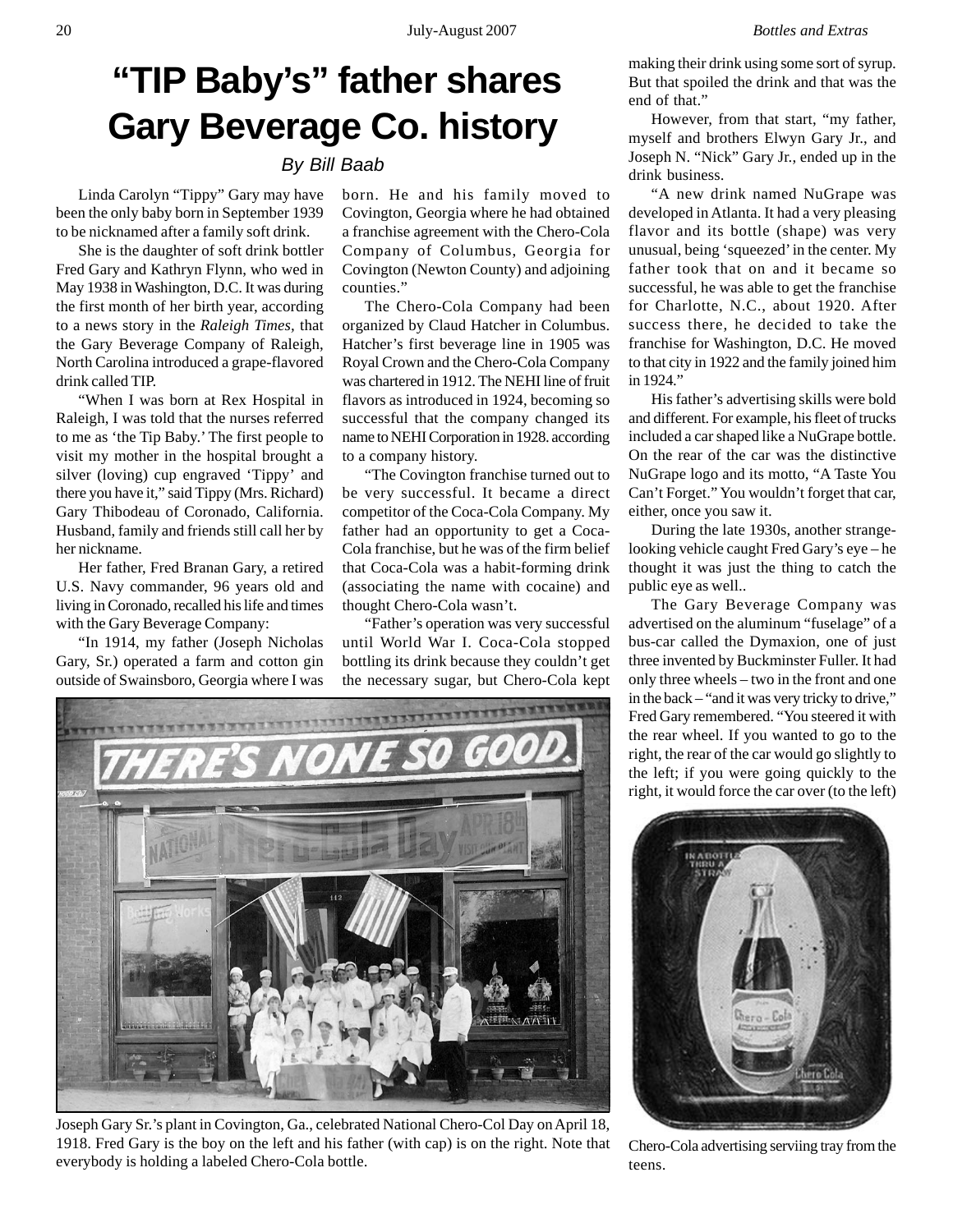# "TIP Baby's" father shares Gary Beverage Co. history

*By Bill Baab*

Linda Carolyn "Tippy" Gary may have been the only baby born in September 1939 to be nicknamed after a family soft drink.

She is the daughter of soft drink bottler Fred Gary and Kathryn Flynn, who wed in May 1938 in Washington, D.C. It was during the first month of her birth year, according to a news story in the *Raleigh Times,* that the Gary Beverage Company of Raleigh, North Carolina introduced a grape-flavored drink called TIP.

"When I was born at Rex Hospital in Raleigh, I was told that the nurses referred to me as 'the Tip Baby.' The first people to visit my mother in the hospital brought a silver (loving) cup engraved 'Tippy' and there you have it," said Tippy (Mrs. Richard) Gary Thibodeau of Coronado, California. Husband, family and friends still call her by her nickname.

Her father, Fred Branan Gary, a retired U.S. Navy commander, 96 years old and living in Coronado, recalled his life and times with the Gary Beverage Company:

"In 1914, my father (Joseph Nicholas Gary, Sr.) operated a farm and cotton gin outside of Swainsboro, Georgia where I was born. He and his family moved to Covington, Georgia where he had obtained a franchise agreement with the Chero-Cola Company of Columbus, Georgia for Covington (Newton County) and adjoining counties."

The Chero-Cola Company had been organized by Claud Hatcher in Columbus. Hatcher's first beverage line in 1905 was Royal Crown and the Chero-Cola Company was chartered in 1912. The NEHI line of fruit flavors as introduced in 1924, becoming so successful that the company changed its name to NEHI Corporation in 1928. according to a company history.

"The Covington franchise turned out to be very successful. It became a direct competitor of the Coca-Cola Company. My father had an opportunity to get a Coca-Cola franchise, but he was of the firm belief that Coca-Cola was a habit-forming drink (associating the name with cocaine) and thought Chero-Cola wasn't.

"Father's operation was very successful until World War I. Coca-Cola stopped bottling its drink because they couldn't get the necessary sugar, but Chero-Cola kept making their drink using some sort of syrup. But that spoiled the drink and that was the end of that."

However, from that start, "my father, myself and brothers Elwyn Gary Jr., and Joseph N. "Nick" Gary Jr., ended up in the drink business.

"A new drink named NuGrape was developed in Atlanta. It had a very pleasing flavor and its bottle (shape) was very unusual, being 'squeezed' in the center. My father took that on and it became so successful, he was able to get the franchise for Charlotte, N.C., about 1920. After success there, he decided to take the franchise for Washington, D.C. He moved to that city in 1922 and the family joined him in 1924."

His father's advertising skills were bold and different. For example, his fleet of trucks included a car shaped like a NuGrape bottle. On the rear of the car was the distinctive NuGrape logo and its motto, "A Taste You Can't Forget." You wouldn't forget that car, either, once you saw it.

During the late 1930s, another strange-looking vehicle caught Fred Gary's eye – he thought it was just the thing to catch the public eye as well..

The Gary Beverage Company was advertised on the aluminum "fuselage" of a bus-car called the Dymaxion, one of just three invented by Buckminster Fuller. It had only three wheels – two in the front and one in the back – "and it was very tricky to drive," Fred Gary remembered. "You steered it with the rear wheel. If you wanted to go to the right, the rear of the car would go slightly to the left; if you were going quickly to the right, it would force the car over (to the left)

Joseph Gary Sr.'s plant in Covington, Ga., celebrated National Chero-Col Day on April 18, 1918. Fred Gary is the boy on the left and his father (with cap) is on the right. Note that everybody is holding a labeled Chero-Cola bottle.

Chero-Cola advertising serviing tray from the teens.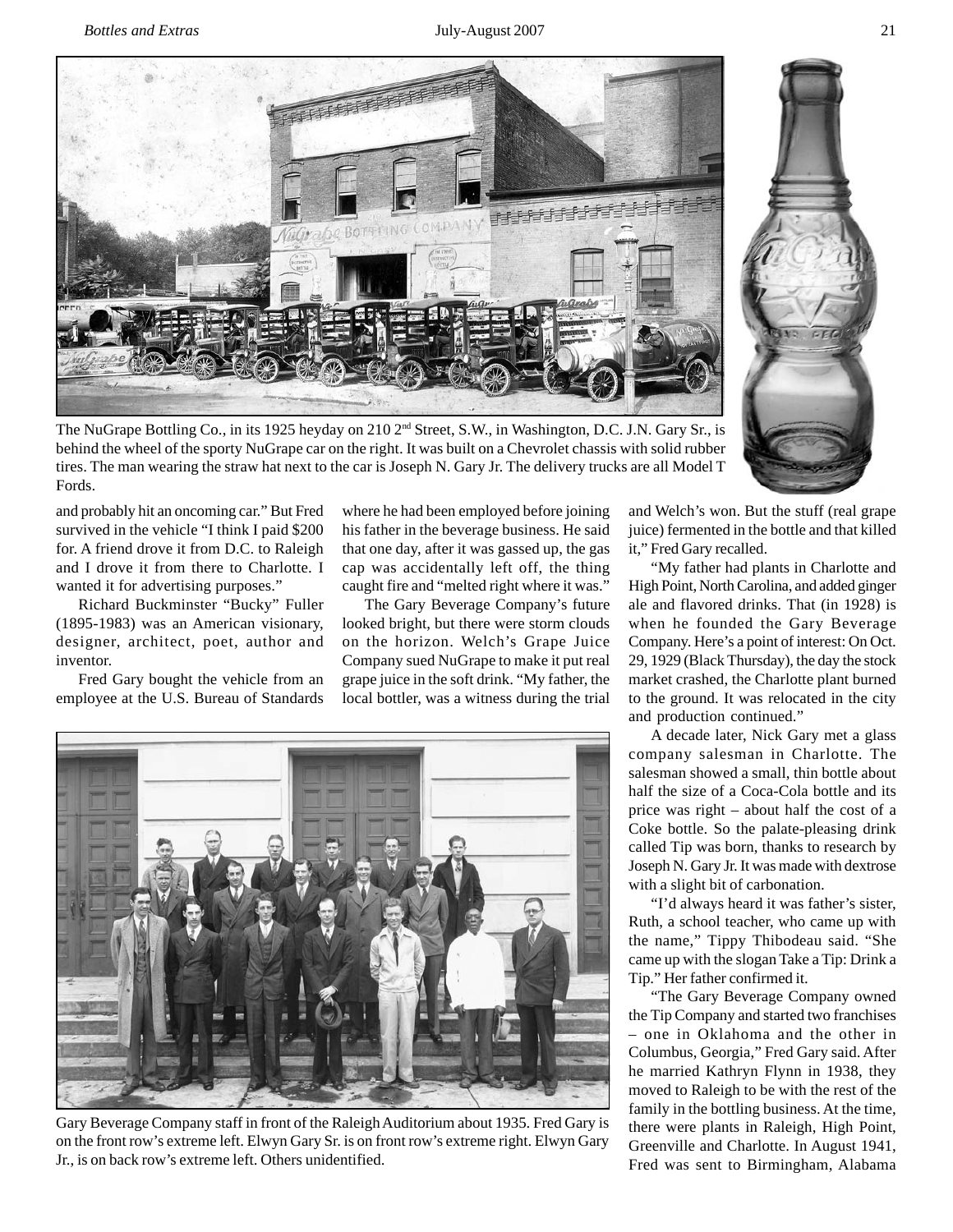The NuGrape Bottling Co., in its 1925 heyday on 210 2nd Street, S.W., in Washington, D.C. J.N. Gary Sr., is behind the wheel of the sporty NuGrape car on the right. It was built on a Chevrolet chassis with solid rubber tires. The man wearing the straw hat next to the car is Joseph N. Gary Jr. The delivery trucks are all Model T Fords.

and probably hit an oncoming car." But Fred survived in the vehicle "I think I paid $200 for. A friend drove it from D.C. to Raleigh and I drove it from there to Charlotte. I wanted it for advertising purposes."

Richard Buckminster "Bucky" Fuller (1895-1983) was an American visionary, designer, architect, poet, author and inventor.

Fred Gary bought the vehicle from an employee at the U.S. Bureau of Standards where he had been employed before joining his father in the beverage business. He said that one day, after it was gassed up, the gas cap was accidentally left off, the thing caught fire and "melted right where it was."

The Gary Beverage Company's future looked bright, but there were storm clouds on the horizon. Welch's Grape Juice Company sued NuGrape to make it put real grape juice in the soft drink. "My father, the local bottler, was a witness during the trial and Welch's won. But the stuff (real grape juice) fermented in the bottle and that killed it," Fred Gary recalled.

"My father had plants in Charlotte and High Point, North Carolina, and added ginger ale and flavored drinks. That (in 1928) is when he founded the Gary Beverage Company. Here's a point of interest: On Oct. 29, 1929 (Black Thursday), the day the stock market crashed, the Charlotte plant burned to the ground. It was relocated in the city and production continued."

A decade later, Nick Gary met a glass company salesman in Charlotte. The salesman showed a small, thin bottle about half the size of a Coca-Cola bottle and its price was right – about half the cost of a Coke bottle. So the palate-pleasing drink called Tip was born, thanks to research by Joseph N. Gary Jr. It was made with dextrose with a slight bit of carbonation.

"I'd always heard it was father's sister, Ruth, a school teacher, who came up with the name," Tippy Thibodeau said. "She came up with the slogan Take a Tip: Drink a Tip." Her father confirmed it.

"The Gary Beverage Company owned the Tip Company and started two franchises – one in Oklahoma and the other in Columbus, Georgia," Fred Gary said. After he married Kathryn Flynn in 1938, they moved to Raleigh to be with the rest of the family in the bottling business. At the time, there were plants in Raleigh, High Point, Greenville and Charlotte. In August 1941, Fred was sent to Birmingham, Alabama

Gary Beverage Company staff in front of the Raleigh Auditorium about 1935. Fred Gary is on the front row's extreme left. Elwyn Gary Sr. is on front row's extreme right. Elwyn Gary Jr., is on back row's extreme left. Others unidentified.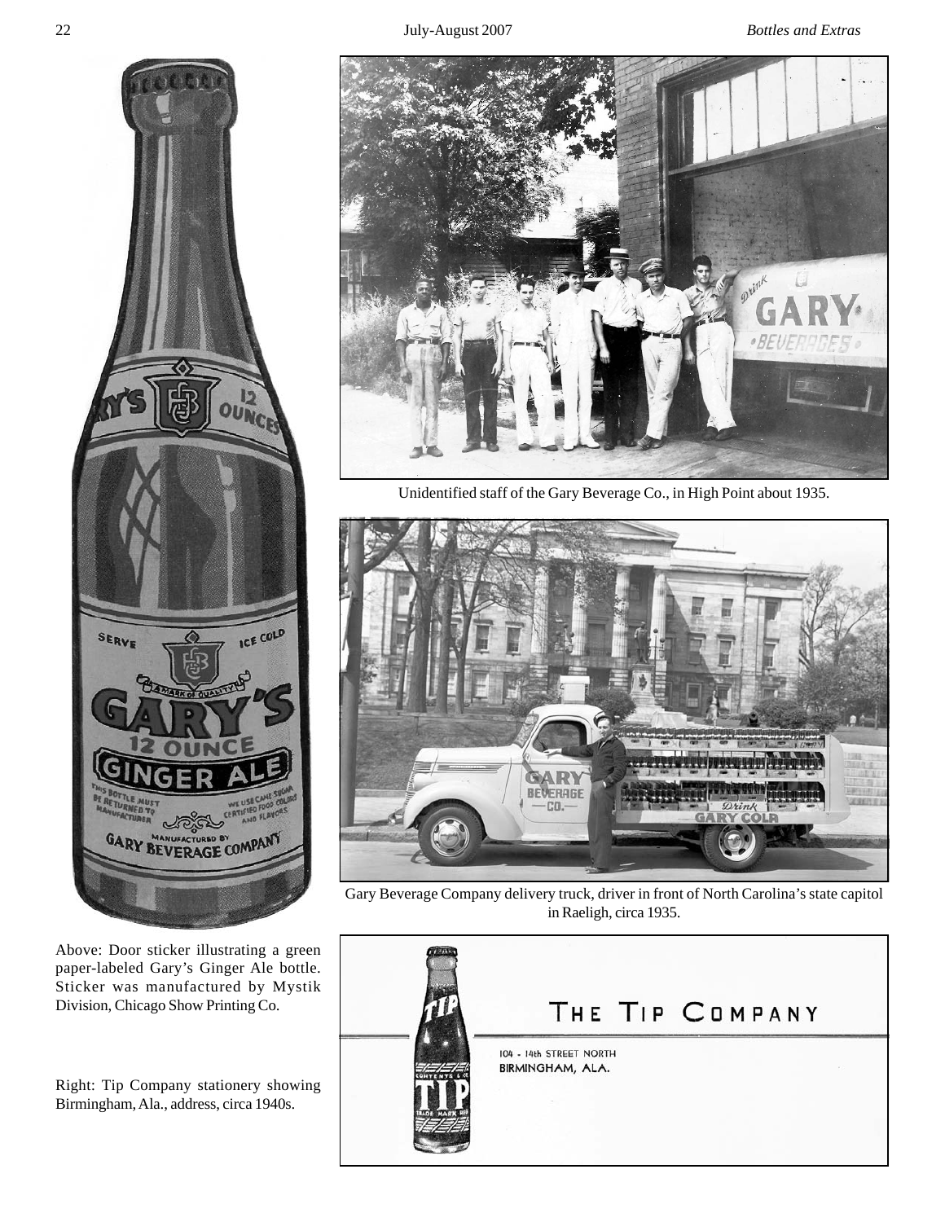Unidentified staff of the Gary Beverage Co., in High Point about 1935.

Gary Beverage Company delivery truck, driver in front of North Carolina's state capitol in Raeligh, circa 1935.

Above: Door sticker illustrating a green paper-labeled Gary's Ginger Ale bottle. Sticker was manufactured by Mystik Division, Chicago Show Printing Co.

Right: Tip Company stationery showing Birmingham, Ala., address, circa 1940s.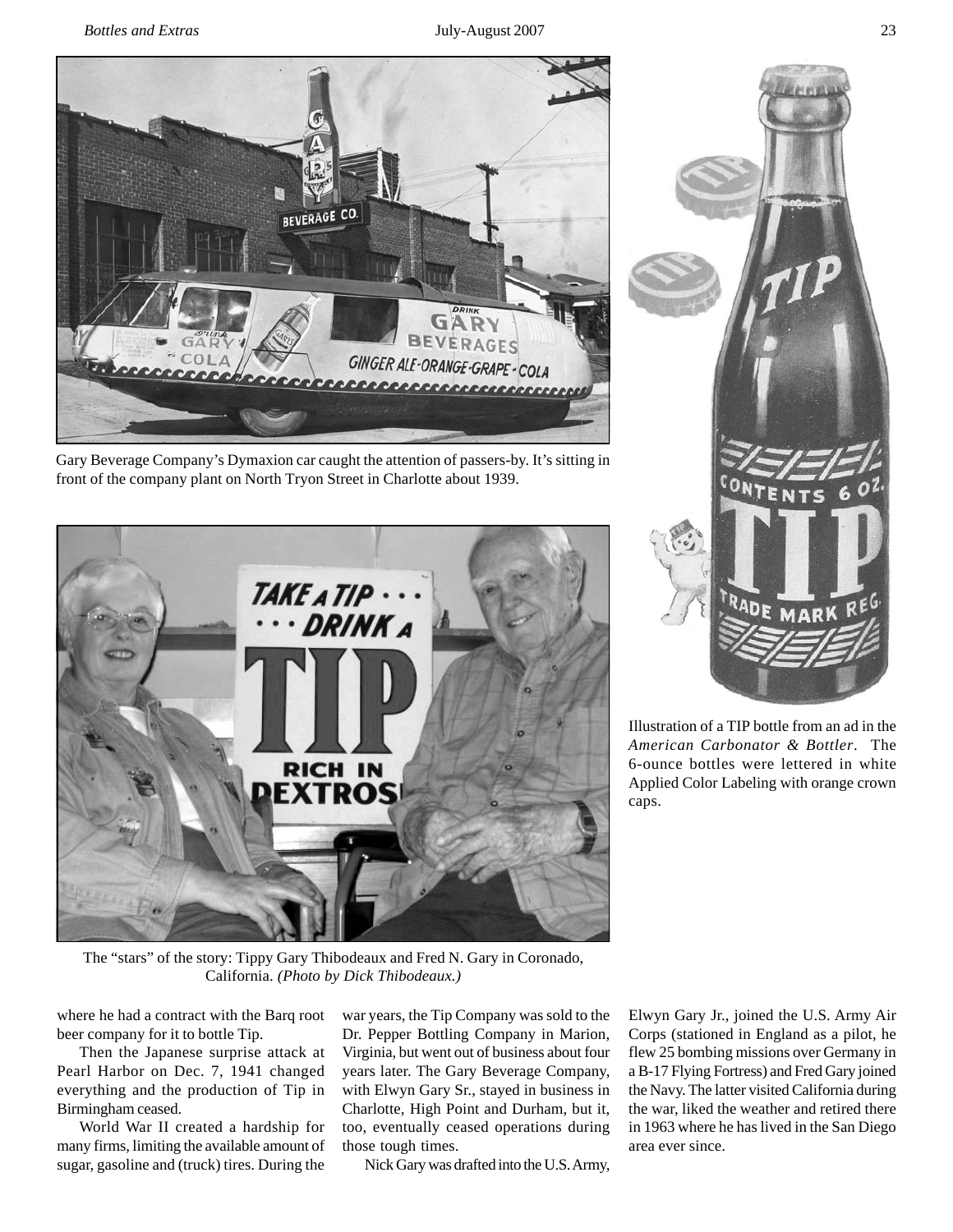Gary Beverage Company's Dymaxion car caught the attention of passers-by. It's sitting in front of the company plant on North Tryon Street in Charlotte about 1939.

Illustration of a TIP bottle from an ad in the *American Carbonator & Bottler*. The 6-ounce bottles were lettered in white Applied Color Labeling with orange crown caps.

The "stars" of the story: Tippy Gary Thibodeaux and Fred N. Gary in Coronado, California. *(Photo by Dick Thibodeaux.)*

where he had a contract with the Barq root beer company for it to bottle Tip.

Then the Japanese surprise attack at Pearl Harbor on Dec. 7, 1941 changed everything and the production of Tip in Birmingham ceased.

World War II created a hardship for many firms, limiting the available amount of sugar, gasoline and (truck) tires. During the war years, the Tip Company was sold to the Dr. Pepper Bottling Company in Marion, Virginia, but went out of business about four years later. The Gary Beverage Company, with Elwyn Gary Sr., stayed in business in Charlotte, High Point and Durham, but it, too, eventually ceased operations during those tough times.

Nick Gary was drafted into the U.S. Army, Elwyn Gary Jr., joined the U.S. Army Air Corps (stationed in England as a pilot, he flew 25 bombing missions over Germany in a B-17 Flying Fortress) and Fred Gary joined the Navy. The latter visited California during the war, liked the weather and retired there in 1963 where he has lived in the San Diego area ever since.